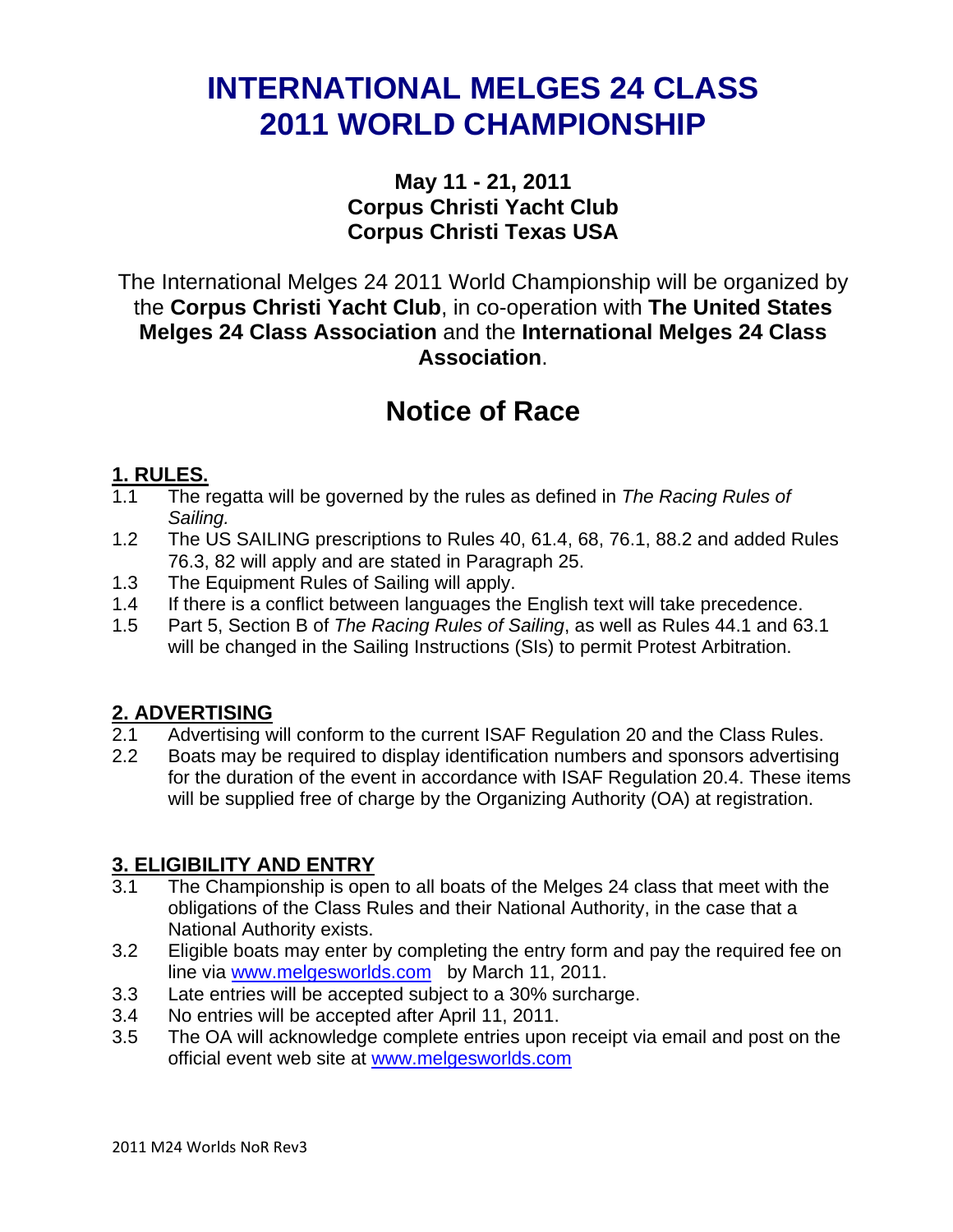# INTERNATIONAL MELGES 24 CLASS 2011 WORLD CHAMPIONSHIP

**May 11 - 21, 2011**
**Corpus Christi Yacht Club**
**Corpus Christi Texas USA**

The International Melges 24 2011 World Championship will be organized by the **Corpus Christi Yacht Club**, in co-operation with **The United States Melges 24 Class Association** and the **International Melges 24 Class Association**.

# Notice of Race

## 1. RULES.

1.1 The regatta will be governed by the rules as defined in *The Racing Rules of Sailing.*

1.2 The US SAILING prescriptions to Rules 40, 61.4, 68, 76.1, 88.2 and added Rules 76.3, 82 will apply and are stated in Paragraph 25.

1.3 The Equipment Rules of Sailing will apply.

1.4 If there is a conflict between languages the English text will take precedence.

1.5 Part 5, Section B of *The Racing Rules of Sailing*, as well as Rules 44.1 and 63.1 will be changed in the Sailing Instructions (SIs) to permit Protest Arbitration.

## 2. ADVERTISING

2.1 Advertising will conform to the current ISAF Regulation 20 and the Class Rules.

2.2 Boats may be required to display identification numbers and sponsors advertising for the duration of the event in accordance with ISAF Regulation 20.4. These items will be supplied free of charge by the Organizing Authority (OA) at registration.

## 3. ELIGIBILITY AND ENTRY

3.1 The Championship is open to all boats of the Melges 24 class that meet with the obligations of the Class Rules and their National Authority, in the case that a National Authority exists.

3.2 Eligible boats may enter by completing the entry form and pay the required fee on line via www.melgesworlds.com by March 11, 2011.

3.3 Late entries will be accepted subject to a 30% surcharge.

3.4 No entries will be accepted after April 11, 2011.

3.5 The OA will acknowledge complete entries upon receipt via email and post on the official event web site at www.melgesworlds.com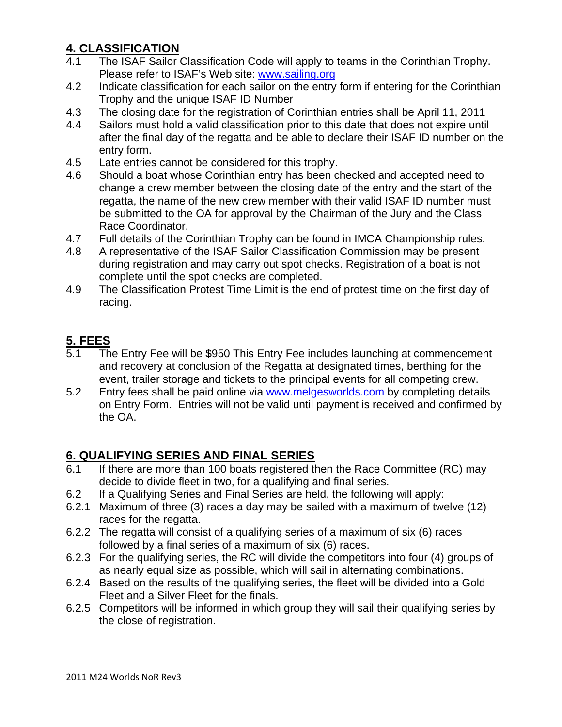## 4. CLASSIFICATION

4.1 The ISAF Sailor Classification Code will apply to teams in the Corinthian Trophy. Please refer to ISAF's Web site: www.sailing.org

4.2 Indicate classification for each sailor on the entry form if entering for the Corinthian Trophy and the unique ISAF ID Number

4.3 The closing date for the registration of Corinthian entries shall be April 11, 2011

4.4 Sailors must hold a valid classification prior to this date that does not expire until after the final day of the regatta and be able to declare their ISAF ID number on the entry form.

4.5 Late entries cannot be considered for this trophy.

4.6 Should a boat whose Corinthian entry has been checked and accepted need to change a crew member between the closing date of the entry and the start of the regatta, the name of the new crew member with their valid ISAF ID number must be submitted to the OA for approval by the Chairman of the Jury and the Class Race Coordinator.

4.7 Full details of the Corinthian Trophy can be found in IMCA Championship rules.

4.8 A representative of the ISAF Sailor Classification Commission may be present during registration and may carry out spot checks. Registration of a boat is not complete until the spot checks are completed.

4.9 The Classification Protest Time Limit is the end of protest time on the first day of racing.

## 5. FEES

5.1 The Entry Fee will be $950 This Entry Fee includes launching at commencement and recovery at conclusion of the Regatta at designated times, berthing for the event, trailer storage and tickets to the principal events for all competing crew.

5.2 Entry fees shall be paid online via www.melgesworlds.com by completing details on Entry Form. Entries will not be valid until payment is received and confirmed by the OA.

## 6. QUALIFYING SERIES AND FINAL SERIES

6.1 If there are more than 100 boats registered then the Race Committee (RC) may decide to divide fleet in two, for a qualifying and final series.

6.2 If a Qualifying Series and Final Series are held, the following will apply:

6.2.1 Maximum of three (3) races a day may be sailed with a maximum of twelve (12) races for the regatta.

6.2.2 The regatta will consist of a qualifying series of a maximum of six (6) races followed by a final series of a maximum of six (6) races.

6.2.3 For the qualifying series, the RC will divide the competitors into four (4) groups of as nearly equal size as possible, which will sail in alternating combinations.

6.2.4 Based on the results of the qualifying series, the fleet will be divided into a Gold Fleet and a Silver Fleet for the finals.

6.2.5 Competitors will be informed in which group they will sail their qualifying series by the close of registration.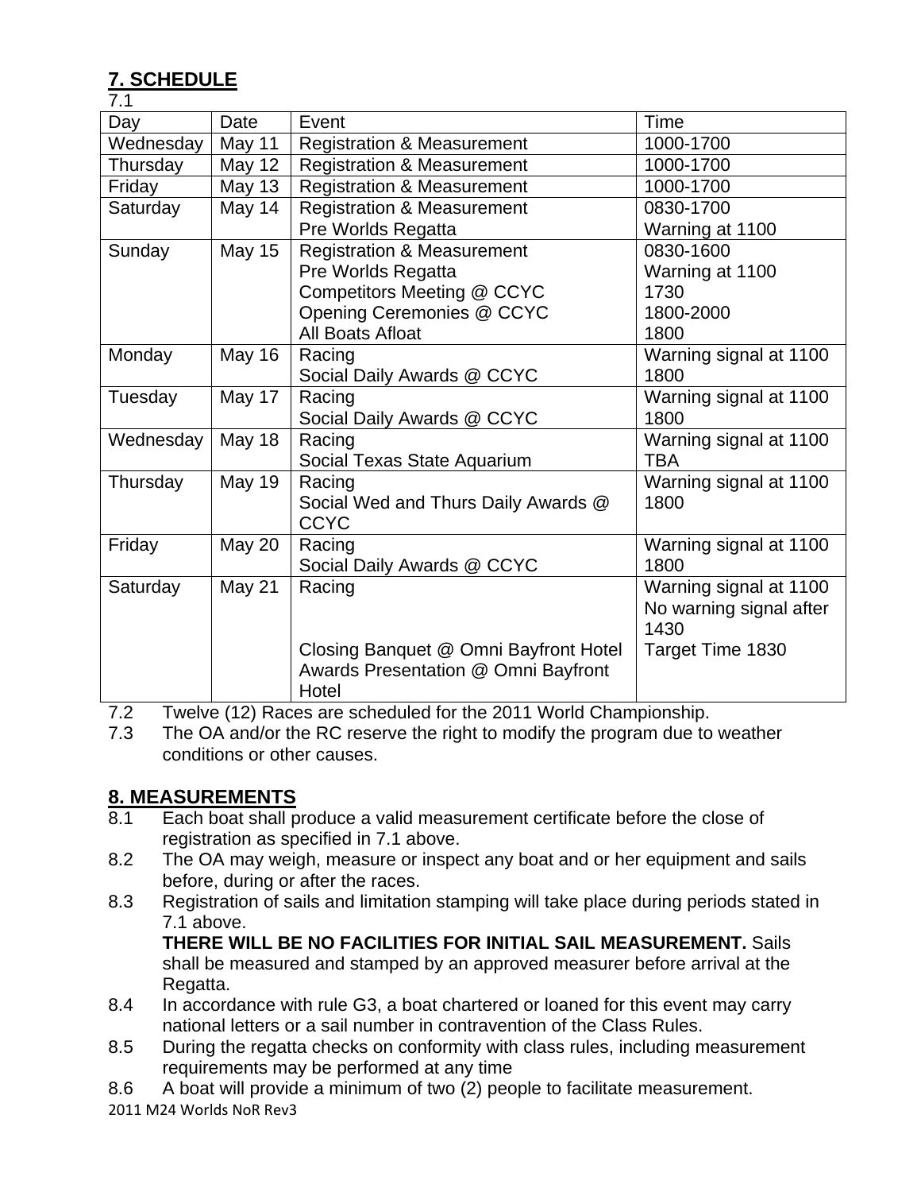## 7. SCHEDULE

7.1

| Day | Date | Event | Time |
|---|---|---|---|
| Wednesday | May 11 | Registration & Measurement | 1000-1700 |
| Thursday | May 12 | Registration & Measurement | 1000-1700 |
| Friday | May 13 | Registration & Measurement | 1000-1700 |
| Saturday | May 14 | Registration & Measurement<br>Pre Worlds Regatta | 0830-1700<br>Warning at 1100 |
| Sunday | May 15 | Registration & Measurement<br>Pre Worlds Regatta<br>Competitors Meeting @ CCYC<br>Opening Ceremonies @ CCYC<br>All Boats Afloat | 0830-1600<br>Warning at 1100<br>1730<br>1800-2000<br>1800 |
| Monday | May 16 | Racing<br>Social Daily Awards @ CCYC | Warning signal at 1100<br>1800 |
| Tuesday | May 17 | Racing<br>Social Daily Awards @ CCYC | Warning signal at 1100<br>1800 |
| Wednesday | May 18 | Racing<br>Social Texas State Aquarium | Warning signal at 1100<br>TBA |
| Thursday | May 19 | Racing<br>Social Wed and Thurs Daily Awards @ CCYC | Warning signal at 1100<br>1800 |
| Friday | May 20 | Racing<br>Social Daily Awards @ CCYC | Warning signal at 1100<br>1800 |
| Saturday | May 21 | Racing<br><br><br>Closing Banquet @ Omni Bayfront Hotel<br>Awards Presentation @ Omni Bayfront Hotel | Warning signal at 1100<br>No warning signal after 1430<br>Target Time 1830 |

7.2 Twelve (12) Races are scheduled for the 2011 World Championship.

7.3 The OA and/or the RC reserve the right to modify the program due to weather conditions or other causes.

## 8. MEASUREMENTS

8.1 Each boat shall produce a valid measurement certificate before the close of registration as specified in 7.1 above.

8.2 The OA may weigh, measure or inspect any boat and or her equipment and sails before, during or after the races.

8.3 Registration of sails and limitation stamping will take place during periods stated in 7.1 above.
**THERE WILL BE NO FACILITIES FOR INITIAL SAIL MEASUREMENT.** Sails shall be measured and stamped by an approved measurer before arrival at the Regatta.

8.4 In accordance with rule G3, a boat chartered or loaned for this event may carry national letters or a sail number in contravention of the Class Rules.

8.5 During the regatta checks on conformity with class rules, including measurement requirements may be performed at any time

8.6 A boat will provide a minimum of two (2) people to facilitate measurement.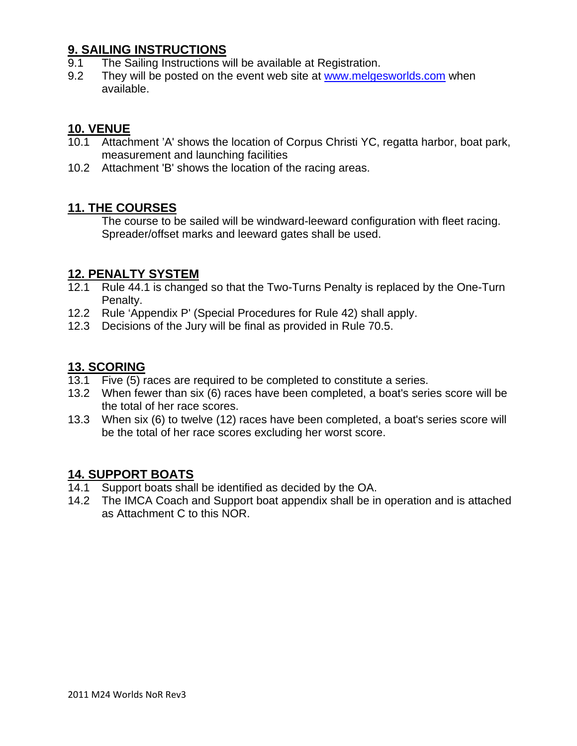## 9. SAILING INSTRUCTIONS

9.1 The Sailing Instructions will be available at Registration.

9.2 They will be posted on the event web site at www.melgesworlds.com when available.

## 10. VENUE

10.1 Attachment 'A' shows the location of Corpus Christi YC, regatta harbor, boat park, measurement and launching facilities

10.2 Attachment 'B' shows the location of the racing areas.

## 11. THE COURSES

The course to be sailed will be windward-leeward configuration with fleet racing. Spreader/offset marks and leeward gates shall be used.

## 12. PENALTY SYSTEM

12.1 Rule 44.1 is changed so that the Two-Turns Penalty is replaced by the One-Turn Penalty.

12.2 Rule 'Appendix P' (Special Procedures for Rule 42) shall apply.

12.3 Decisions of the Jury will be final as provided in Rule 70.5.

## 13. SCORING

13.1 Five (5) races are required to be completed to constitute a series.

13.2 When fewer than six (6) races have been completed, a boat's series score will be the total of her race scores.

13.3 When six (6) to twelve (12) races have been completed, a boat's series score will be the total of her race scores excluding her worst score.

## 14. SUPPORT BOATS

14.1 Support boats shall be identified as decided by the OA.

14.2 The IMCA Coach and Support boat appendix shall be in operation and is attached as Attachment C to this NOR.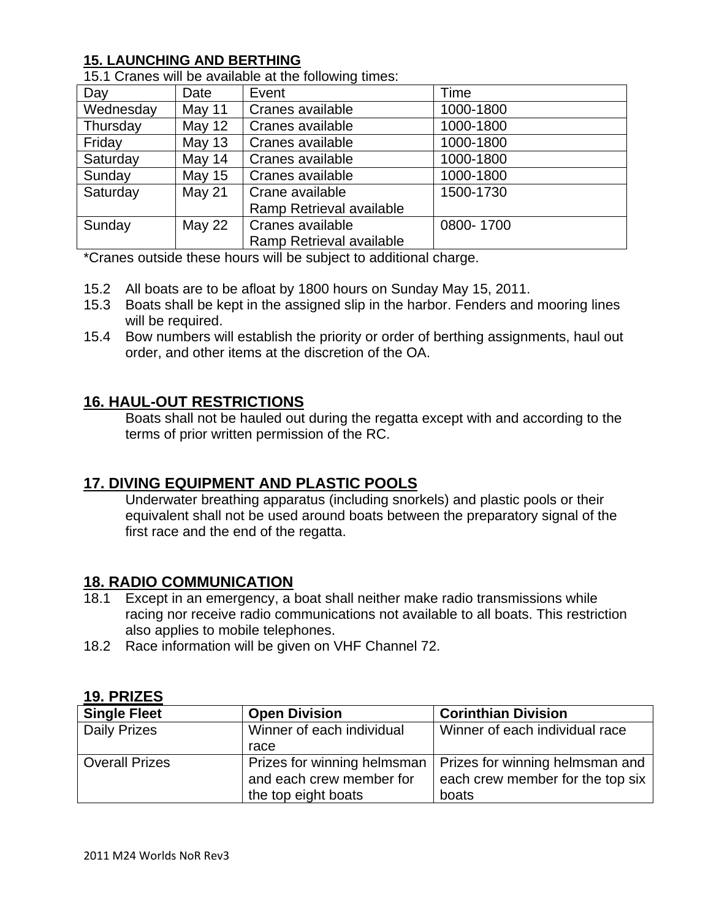## 15. LAUNCHING AND BERTHING

15.1 Cranes will be available at the following times:

| Day | Date | Event | Time |
|---|---|---|---|
| Wednesday | May 11 | Cranes available | 1000-1800 |
| Thursday | May 12 | Cranes available | 1000-1800 |
| Friday | May 13 | Cranes available | 1000-1800 |
| Saturday | May 14 | Cranes available | 1000-1800 |
| Sunday | May 15 | Cranes available | 1000-1800 |
| Saturday | May 21 | Crane available<br>Ramp Retrieval available | 1500-1730 |
| Sunday | May 22 | Cranes available<br>Ramp Retrieval available | 0800- 1700 |

*Cranes outside these hours will be subject to additional charge.

15.2 All boats are to be afloat by 1800 hours on Sunday May 15, 2011.

15.3 Boats shall be kept in the assigned slip in the harbor. Fenders and mooring lines will be required.

15.4 Bow numbers will establish the priority or order of berthing assignments, haul out order, and other items at the discretion of the OA.

## 16. HAUL-OUT RESTRICTIONS

Boats shall not be hauled out during the regatta except with and according to the terms of prior written permission of the RC.

## 17. DIVING EQUIPMENT AND PLASTIC POOLS

Underwater breathing apparatus (including snorkels) and plastic pools or their equivalent shall not be used around boats between the preparatory signal of the first race and the end of the regatta.

## 18. RADIO COMMUNICATION

18.1 Except in an emergency, a boat shall neither make radio transmissions while racing nor receive radio communications not available to all boats. This restriction also applies to mobile telephones.

18.2 Race information will be given on VHF Channel 72.

## 19. PRIZES

| Single Fleet | Open Division | Corinthian Division |
|---|---|---|
| Daily Prizes | Winner of each individual race | Winner of each individual race |
| Overall Prizes | Prizes for winning helmsman and each crew member for the top eight boats | Prizes for winning helmsman and each crew member for the top six boats |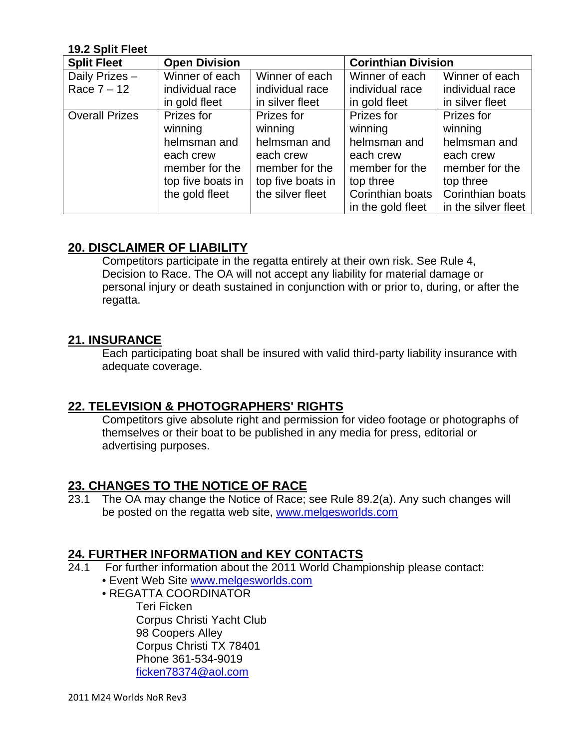**19.2 Split Fleet**

| Split Fleet | Open Division | | Corinthian Division | |
|---|---|---|---|---|
| Daily Prizes – Race 7 – 12 | Winner of each individual race in gold fleet | Winner of each individual race in silver fleet | Winner of each individual race in gold fleet | Winner of each individual race in silver fleet |
| Overall Prizes | Prizes for winning helmsman and each crew member for the top five boats in the gold fleet | Prizes for winning helmsman and each crew member for the top five boats in the silver fleet | Prizes for winning helmsman and each crew member for the top three Corinthian boats in the gold fleet | Prizes for winning helmsman and each crew member for the top three Corinthian boats in the silver fleet |

## 20. DISCLAIMER OF LIABILITY

Competitors participate in the regatta entirely at their own risk. See Rule 4, Decision to Race. The OA will not accept any liability for material damage or personal injury or death sustained in conjunction with or prior to, during, or after the regatta.

## 21. INSURANCE

Each participating boat shall be insured with valid third-party liability insurance with adequate coverage.

## 22. TELEVISION & PHOTOGRAPHERS' RIGHTS

Competitors give absolute right and permission for video footage or photographs of themselves or their boat to be published in any media for press, editorial or advertising purposes.

## 23. CHANGES TO THE NOTICE OF RACE

23.1 The OA may change the Notice of Race; see Rule 89.2(a). Any such changes will be posted on the regatta web site, www.melgesworlds.com

## 24. FURTHER INFORMATION and KEY CONTACTS

24.1 For further information about the 2011 World Championship please contact:

- Event Web Site www.melgesworlds.com
- REGATTA COORDINATOR

  Teri Ficken
  Corpus Christi Yacht Club
  98 Coopers Alley
  Corpus Christi TX 78401
  Phone 361-534-9019
  ficken78374@aol.com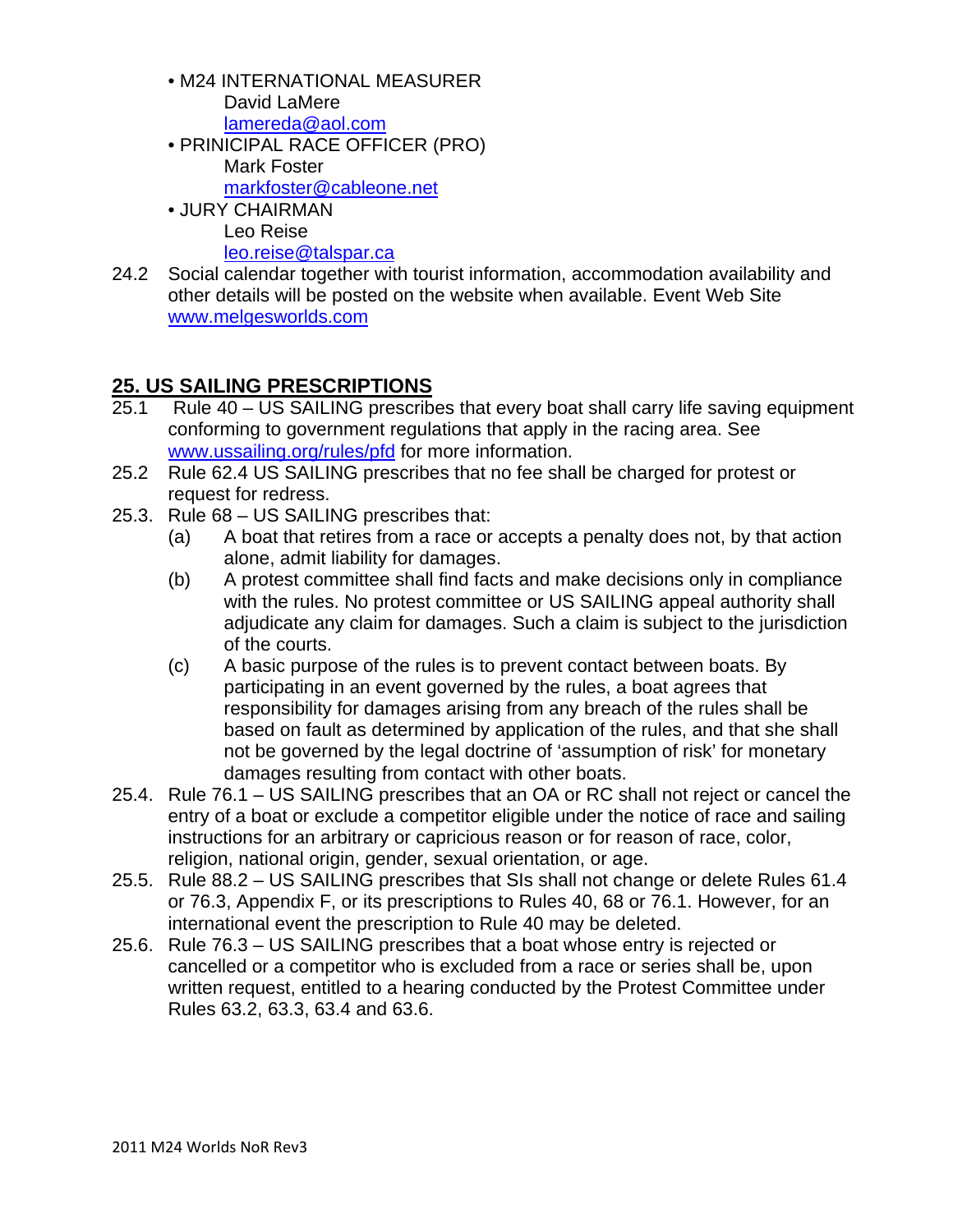- M24 INTERNATIONAL MEASURER
  David LaMere
  lamereda@aol.com
- PRINICIPAL RACE OFFICER (PRO)
  Mark Foster
  markfoster@cableone.net
- JURY CHAIRMAN
  Leo Reise
  leo.reise@talspar.ca

24.2 Social calendar together with tourist information, accommodation availability and other details will be posted on the website when available. Event Web Site www.melgesworlds.com

## 25. US SAILING PRESCRIPTIONS

25.1 Rule 40 – US SAILING prescribes that every boat shall carry life saving equipment conforming to government regulations that apply in the racing area. See www.ussailing.org/rules/pfd for more information.

25.2 Rule 62.4 US SAILING prescribes that no fee shall be charged for protest or request for redress.

25.3. Rule 68 – US SAILING prescribes that:

- (a) A boat that retires from a race or accepts a penalty does not, by that action alone, admit liability for damages.
- (b) A protest committee shall find facts and make decisions only in compliance with the rules. No protest committee or US SAILING appeal authority shall adjudicate any claim for damages. Such a claim is subject to the jurisdiction of the courts.
- (c) A basic purpose of the rules is to prevent contact between boats. By participating in an event governed by the rules, a boat agrees that responsibility for damages arising from any breach of the rules shall be based on fault as determined by application of the rules, and that she shall not be governed by the legal doctrine of 'assumption of risk' for monetary damages resulting from contact with other boats.

25.4. Rule 76.1 – US SAILING prescribes that an OA or RC shall not reject or cancel the entry of a boat or exclude a competitor eligible under the notice of race and sailing instructions for an arbitrary or capricious reason or for reason of race, color, religion, national origin, gender, sexual orientation, or age.

25.5. Rule 88.2 – US SAILING prescribes that SIs shall not change or delete Rules 61.4 or 76.3, Appendix F, or its prescriptions to Rules 40, 68 or 76.1. However, for an international event the prescription to Rule 40 may be deleted.

25.6. Rule 76.3 – US SAILING prescribes that a boat whose entry is rejected or cancelled or a competitor who is excluded from a race or series shall be, upon written request, entitled to a hearing conducted by the Protest Committee under Rules 63.2, 63.3, 63.4 and 63.6.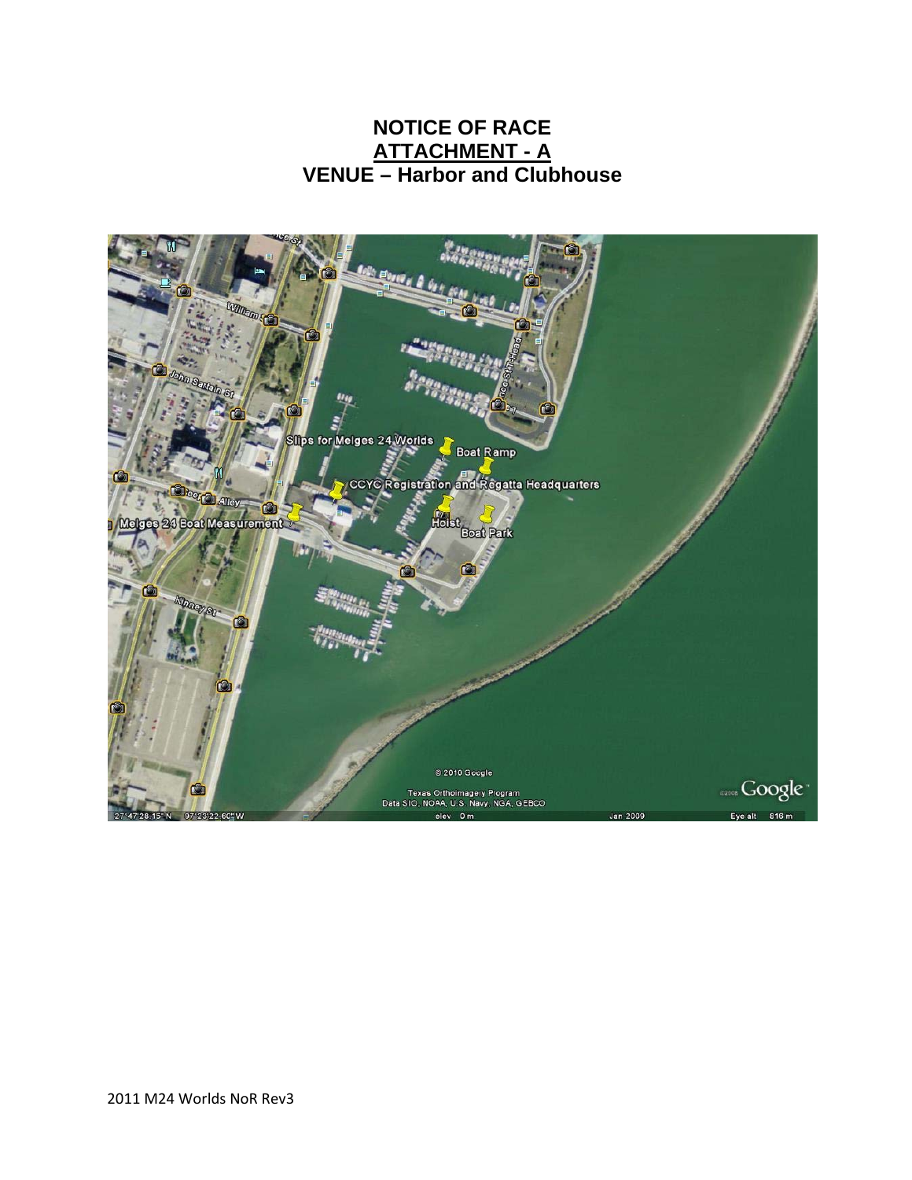# NOTICE OF RACE
## ATTACHMENT - A
## VENUE – Harbor and Clubhouse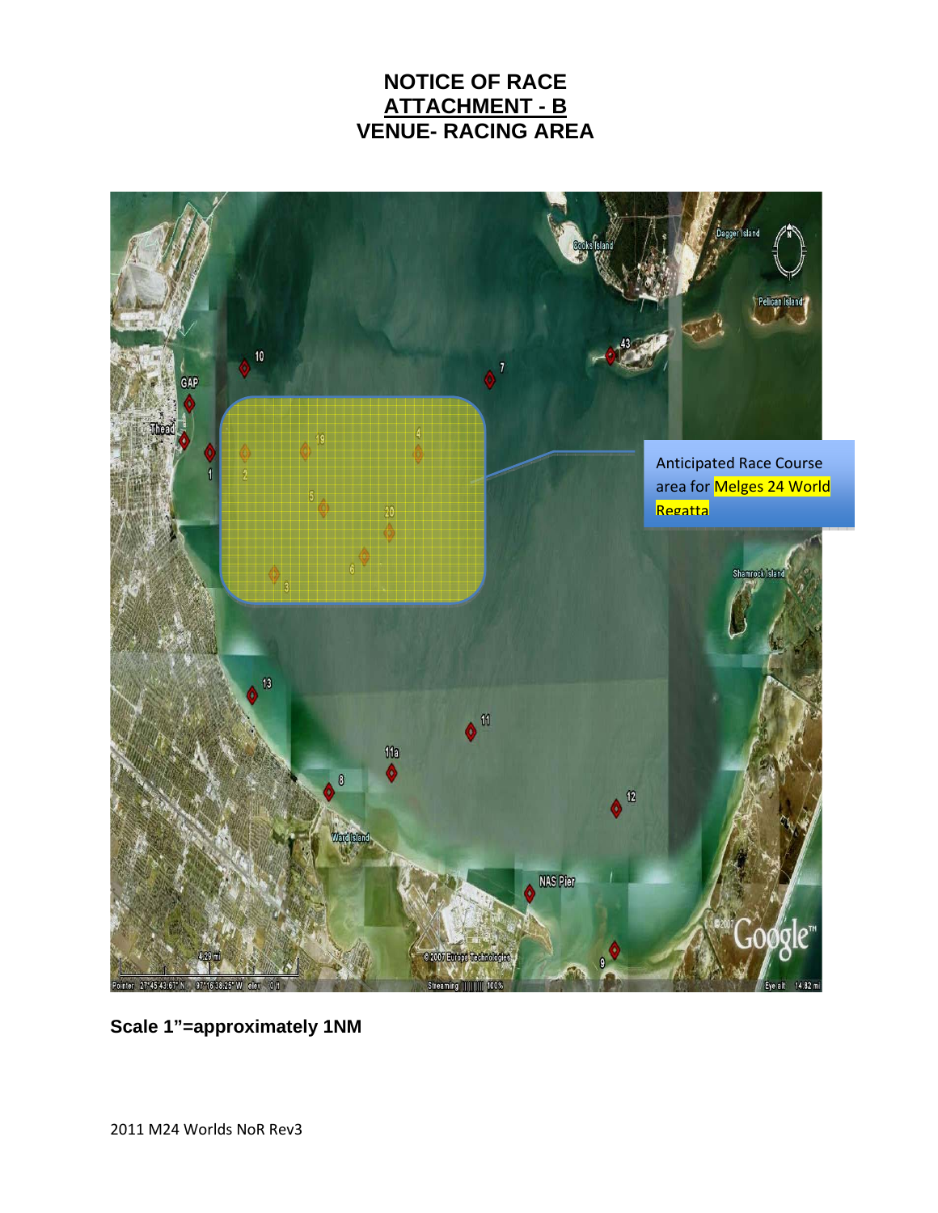# NOTICE OF RACE
## ATTACHMENT - B
## VENUE- RACING AREA

Anticipated Race Course area for Melges 24 World Regatta

**Scale 1"=approximately 1NM**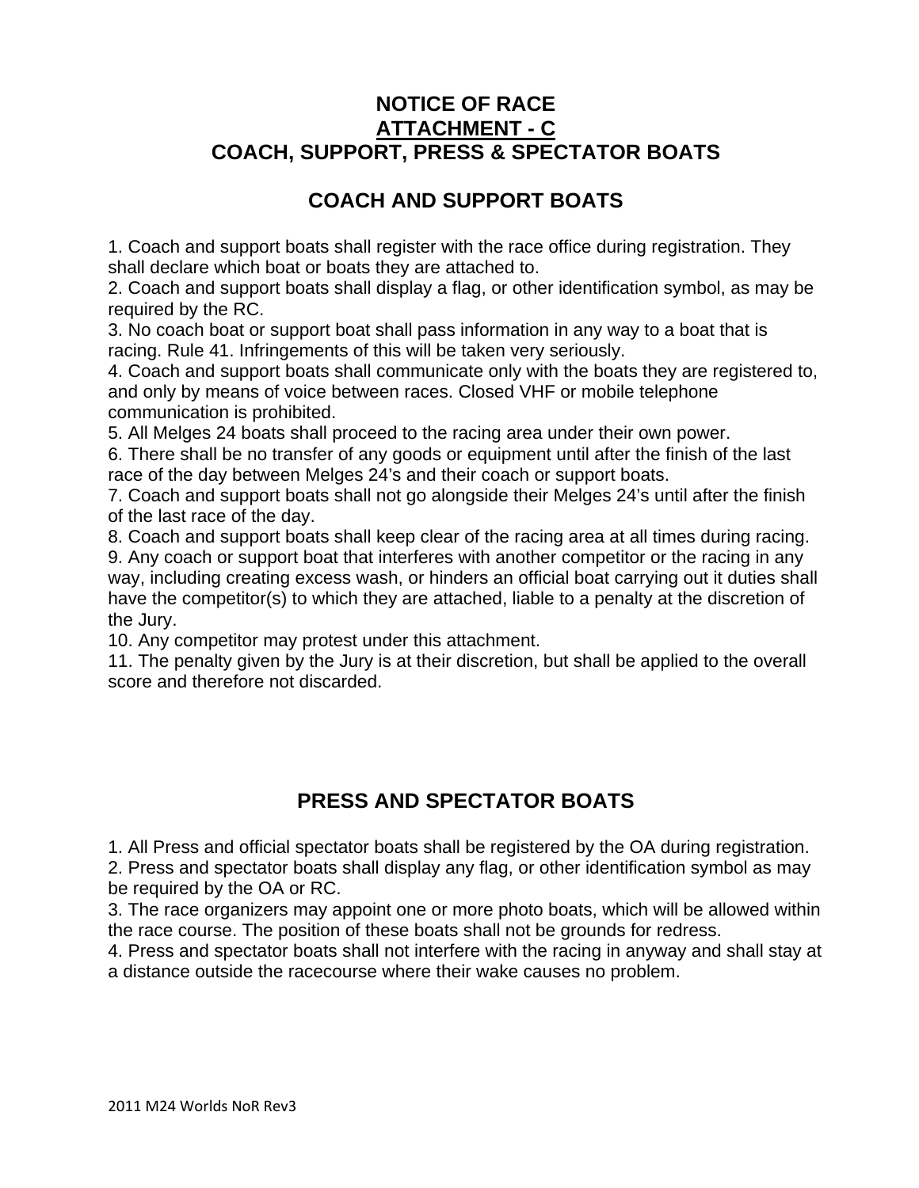# NOTICE OF RACE

## ATTACHMENT - C

## COACH, SUPPORT, PRESS & SPECTATOR BOATS

## COACH AND SUPPORT BOATS

1. Coach and support boats shall register with the race office during registration. They shall declare which boat or boats they are attached to.
2. Coach and support boats shall display a flag, or other identification symbol, as may be required by the RC.
3. No coach boat or support boat shall pass information in any way to a boat that is racing. Rule 41. Infringements of this will be taken very seriously.
4. Coach and support boats shall communicate only with the boats they are registered to, and only by means of voice between races. Closed VHF or mobile telephone communication is prohibited.
5. All Melges 24 boats shall proceed to the racing area under their own power.
6. There shall be no transfer of any goods or equipment until after the finish of the last race of the day between Melges 24's and their coach or support boats.
7. Coach and support boats shall not go alongside their Melges 24's until after the finish of the last race of the day.
8. Coach and support boats shall keep clear of the racing area at all times during racing.
9. Any coach or support boat that interferes with another competitor or the racing in any way, including creating excess wash, or hinders an official boat carrying out it duties shall have the competitor(s) to which they are attached, liable to a penalty at the discretion of the Jury.
10. Any competitor may protest under this attachment.
11. The penalty given by the Jury is at their discretion, but shall be applied to the overall score and therefore not discarded.

## PRESS AND SPECTATOR BOATS

1. All Press and official spectator boats shall be registered by the OA during registration.
2. Press and spectator boats shall display any flag, or other identification symbol as may be required by the OA or RC.
3. The race organizers may appoint one or more photo boats, which will be allowed within the race course. The position of these boats shall not be grounds for redress.
4. Press and spectator boats shall not interfere with the racing in anyway and shall stay at a distance outside the racecourse where their wake causes no problem.